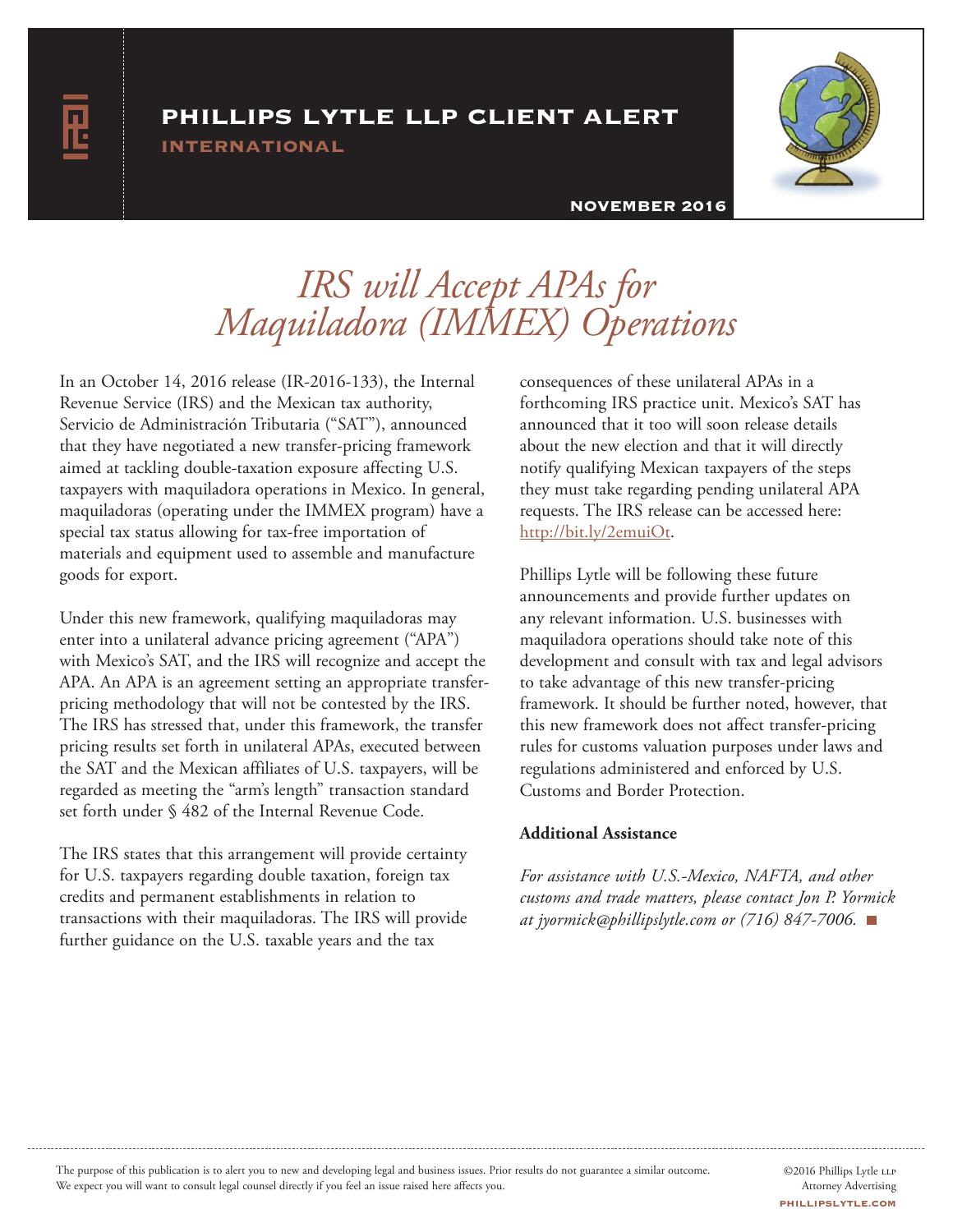# PHILLIPS LYTLE LLP CLIENT ALERT

## INTERNATIONAL

NOVEMBER 2016

# *IRS will Accept APAs for Maquiladora (IMMEX) Operations*

In an October 14, 2016 release (IR-2016-133), the Internal Revenue Service (IRS) and the Mexican tax authority, Servicio de Administración Tributaria ("SAT"), announced that they have negotiated a new transfer-pricing framework aimed at tackling double-taxation exposure affecting U.S. taxpayers with maquiladora operations in Mexico. In general, maquiladoras (operating under the IMMEX program) have a special tax status allowing for tax-free importation of materials and equipment used to assemble and manufacture goods for export.

Under this new framework, qualifying maquiladoras may enter into a unilateral advance pricing agreement ("APA") with Mexico's SAT, and the IRS will recognize and accept the APA. An APA is an agreement setting an appropriate transfer-pricing methodology that will not be contested by the IRS. The IRS has stressed that, under this framework, the transfer pricing results set forth in unilateral APAs, executed between the SAT and the Mexican affiliates of U.S. taxpayers, will be regarded as meeting the "arm's length" transaction standard set forth under § 482 of the Internal Revenue Code.

The IRS states that this arrangement will provide certainty for U.S. taxpayers regarding double taxation, foreign tax credits and permanent establishments in relation to transactions with their maquiladoras. The IRS will provide further guidance on the U.S. taxable years and the tax consequences of these unilateral APAs in a forthcoming IRS practice unit. Mexico's SAT has announced that it too will soon release details about the new election and that it will directly notify qualifying Mexican taxpayers of the steps they must take regarding pending unilateral APA requests. The IRS release can be accessed here: http://bit.ly/2emuiOt.

Phillips Lytle will be following these future announcements and provide further updates on any relevant information. U.S. businesses with maquiladora operations should take note of this development and consult with tax and legal advisors to take advantage of this new transfer-pricing framework. It should be further noted, however, that this new framework does not affect transfer-pricing rules for customs valuation purposes under laws and regulations administered and enforced by U.S. Customs and Border Protection.

**Additional Assistance**

*For assistance with U.S.-Mexico, NAFTA, and other customs and trade matters, please contact Jon P. Yormick at jyormick@phillipslytle.com or (716) 847-7006.*

The purpose of this publication is to alert you to new and developing legal and business issues. Prior results do not guarantee a similar outcome. We expect you will want to consult legal counsel directly if you feel an issue raised here affects you.

©2016 Phillips Lytle LLP
Attorney Advertising
PHILLIPSLYTLE.COM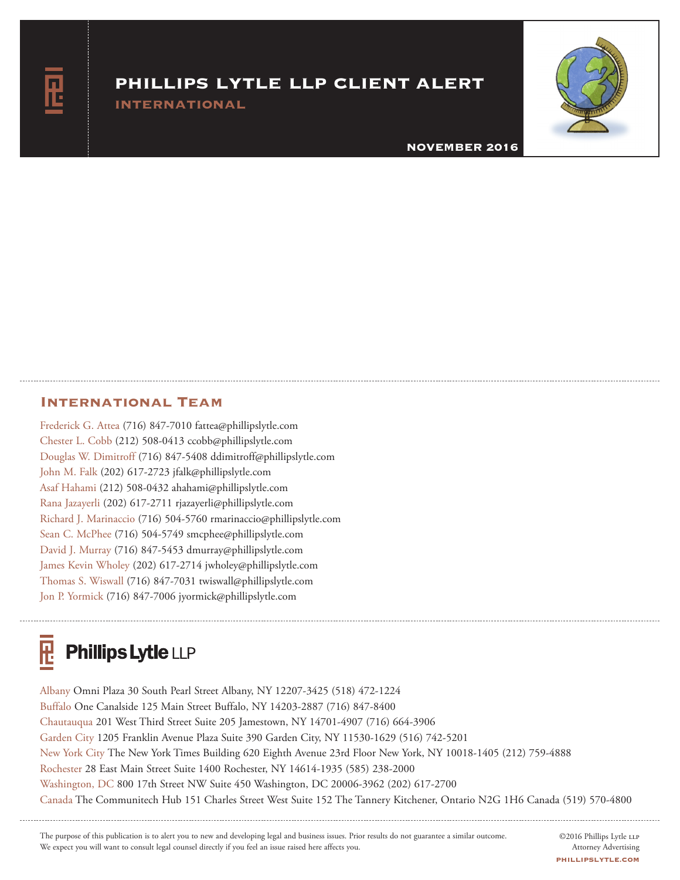# PHILLIPS LYTLE LLP CLIENT ALERT

## INTERNATIONAL

NOVEMBER 2016

## International Team

Frederick G. Attea (716) 847-7010 fattea@phillipslytle.com
Chester L. Cobb (212) 508-0413 ccobb@phillipslytle.com
Douglas W. Dimitroff (716) 847-5408 ddimitroff@phillipslytle.com
John M. Falk (202) 617-2723 jfalk@phillipslytle.com
Asaf Hahami (212) 508-0432 ahahami@phillipslytle.com
Rana Jazayerli (202) 617-2711 rjazayerli@phillipslytle.com
Richard J. Marinaccio (716) 504-5760 rmarinaccio@phillipslytle.com
Sean C. McPhee (716) 504-5749 smcphee@phillipslytle.com
David J. Murray (716) 847-5453 dmurray@phillipslytle.com
James Kevin Wholey (202) 617-2714 jwholey@phillipslytle.com
Thomas S. Wiswall (716) 847-7031 twiswall@phillipslytle.com
Jon P. Yormick (716) 847-7006 jyormick@phillipslytle.com

**Phillips Lytle LLP**

Albany Omni Plaza 30 South Pearl Street Albany, NY 12207-3425 (518) 472-1224
Buffalo One Canalside 125 Main Street Buffalo, NY 14203-2887 (716) 847-8400
Chautauqua 201 West Third Street Suite 205 Jamestown, NY 14701-4907 (716) 664-3906
Garden City 1205 Franklin Avenue Plaza Suite 390 Garden City, NY 11530-1629 (516) 742-5201
New York City The New York Times Building 620 Eighth Avenue 23rd Floor New York, NY 10018-1405 (212) 759-4888
Rochester 28 East Main Street Suite 1400 Rochester, NY 14614-1935 (585) 238-2000
Washington, DC 800 17th Street NW Suite 450 Washington, DC 20006-3962 (202) 617-2700
Canada The Communitech Hub 151 Charles Street West Suite 152 The Tannery Kitchener, Ontario N2G 1H6 Canada (519) 570-4800

The purpose of this publication is to alert you to new and developing legal and business issues. Prior results do not guarantee a similar outcome. We expect you will want to consult legal counsel directly if you feel an issue raised here affects you.

©2016 Phillips Lytle LLP
Attorney Advertising
PHILLIPSLYTLE.COM